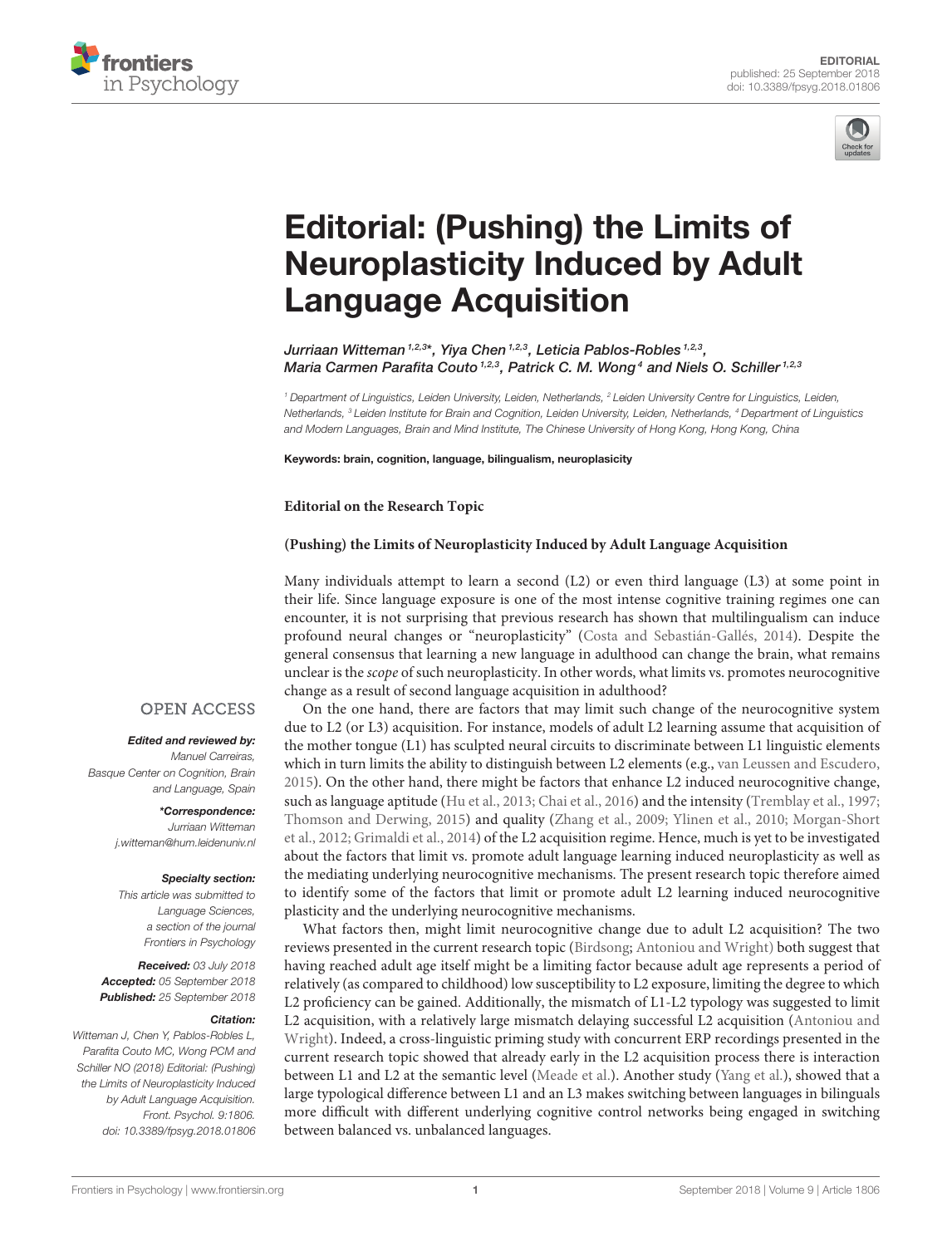EDITORIAL
published: 25 September 2018
doi: 10.3389/fpsyg.2018.01806

# Editorial: (Pushing) the Limits of Neuroplasticity Induced by Adult Language Acquisition

*Jurriaan Witteman[1,2,3]\*, Yiya Chen[1,2,3], Leticia Pablos-Robles[1,2,3], Maria Carmen Parafita Couto[1,2,3], Patrick C. M. Wong[4] and Niels O. Schiller[1,2,3]*

[1] Department of Linguistics, Leiden University, Leiden, Netherlands, [2] Leiden University Centre for Linguistics, Leiden, Netherlands, [3] Leiden Institute for Brain and Cognition, Leiden University, Leiden, Netherlands, [4] Department of Linguistics and Modern Languages, Brain and Mind Institute, The Chinese University of Hong Kong, Hong Kong, China

**Keywords:** brain, cognition, language, bilingualism, neuroplasticity

OPEN ACCESS

***Edited and reviewed by:***
Manuel Carreiras, Basque Center on Cognition, Brain and Language, Spain

***\*Correspondence:***
Jurriaan Witteman
j.witteman@hum.leidenuniv.nl

***Specialty section:***
This article was submitted to Language Sciences, a section of the journal Frontiers in Psychology

***Received:*** 03 July 2018
***Accepted:*** 05 September 2018
***Published:*** 25 September 2018

***Citation:***
Witteman J, Chen Y, Pablos-Robles L, Parafita Couto MC, Wong PCM and Schiller NO (2018) Editorial: (Pushing) the Limits of Neuroplasticity Induced by Adult Language Acquisition. Front. Psychol. 9:1806. doi: 10.3389/fpsyg.2018.01806

**Editorial on the Research Topic**

**(Pushing) the Limits of Neuroplasticity Induced by Adult Language Acquisition**

Many individuals attempt to learn a second (L2) or even third language (L3) at some point in their life. Since language exposure is one of the most intense cognitive training regimes one can encounter, it is not surprising that previous research has shown that multilingualism can induce profound neural changes or "neuroplasticity" (Costa and Sebastián-Gallés, 2014). Despite the general consensus that learning a new language in adulthood can change the brain, what remains unclear is the *scope* of such neuroplasticity. In other words, what limits vs. promotes neurocognitive change as a result of second language acquisition in adulthood?

On the one hand, there are factors that may limit such change of the neurocognitive system due to L2 (or L3) acquisition. For instance, models of adult L2 learning assume that acquisition of the mother tongue (L1) has sculpted neural circuits to discriminate between L1 linguistic elements which in turn limits the ability to distinguish between L2 elements (e.g., van Leussen and Escudero, 2015). On the other hand, there might be factors that enhance L2 induced neurocognitive change, such as language aptitude (Hu et al., 2013; Chai et al., 2016) and the intensity (Tremblay et al., 1997; Thomson and Derwing, 2015) and quality (Zhang et al., 2009; Ylinen et al., 2010; Morgan-Short et al., 2012; Grimaldi et al., 2014) of the L2 acquisition regime. Hence, much is yet to be investigated about the factors that limit vs. promote adult language learning induced neuroplasticity as well as the mediating underlying neurocognitive mechanisms. The present research topic therefore aimed to identify some of the factors that limit or promote adult L2 learning induced neurocognitive plasticity and the underlying neurocognitive mechanisms.

What factors then, might limit neurocognitive change due to adult L2 acquisition? The two reviews presented in the current research topic (Birdsong; Antoniou and Wright) both suggest that having reached adult age itself might be a limiting factor because adult age represents a period of relatively (as compared to childhood) low susceptibility to L2 exposure, limiting the degree to which L2 proficiency can be gained. Additionally, the mismatch of L1-L2 typology was suggested to limit L2 acquisition, with a relatively large mismatch delaying successful L2 acquisition (Antoniou and Wright). Indeed, a cross-linguistic priming study with concurrent ERP recordings presented in the current research topic showed that already early in the L2 acquisition process there is interaction between L1 and L2 at the semantic level (Meade et al.). Another study (Yang et al.), showed that a large typological difference between L1 and an L3 makes switching between languages in bilinguals more difficult with different underlying cognitive control networks being engaged in switching between balanced vs. unbalanced languages.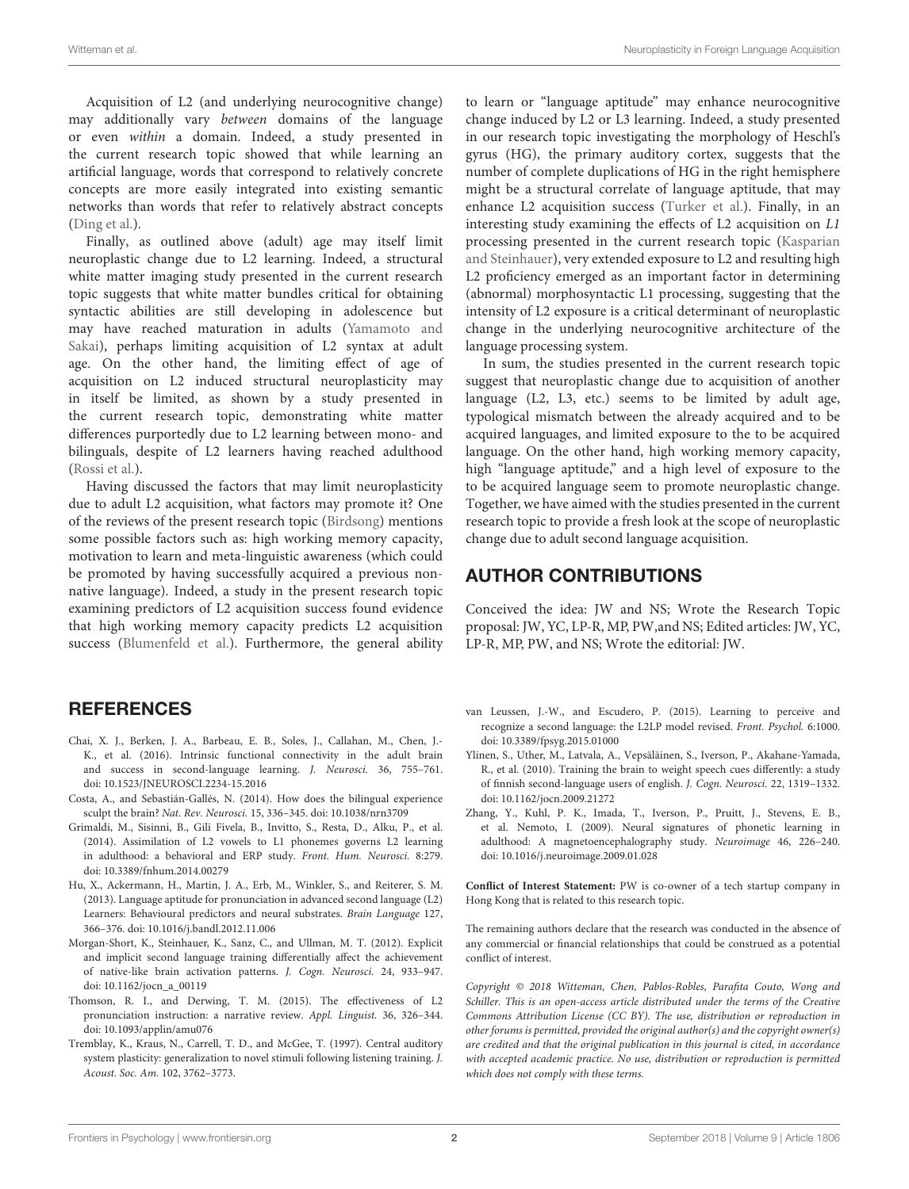Acquisition of L2 (and underlying neurocognitive change) may additionally vary *between* domains of the language or even *within* a domain. Indeed, a study presented in the current research topic showed that while learning an artificial language, words that correspond to relatively concrete concepts are more easily integrated into existing semantic networks than words that refer to relatively abstract concepts (Ding et al.).

Finally, as outlined above (adult) age may itself limit neuroplastic change due to L2 learning. Indeed, a structural white matter imaging study presented in the current research topic suggests that white matter bundles critical for obtaining syntactic abilities are still developing in adolescence but may have reached maturation in adults (Yamamoto and Sakai), perhaps limiting acquisition of L2 syntax at adult age. On the other hand, the limiting effect of age of acquisition on L2 induced structural neuroplasticity may in itself be limited, as shown by a study presented in the current research topic, demonstrating white matter differences purportedly due to L2 learning between mono- and bilinguals, despite of L2 learners having reached adulthood (Rossi et al.).

Having discussed the factors that may limit neuroplasticity due to adult L2 acquisition, what factors may promote it? One of the reviews of the present research topic (Birdsong) mentions some possible factors such as: high working memory capacity, motivation to learn and meta-linguistic awareness (which could be promoted by having successfully acquired a previous non-native language). Indeed, a study in the present research topic examining predictors of L2 acquisition success found evidence that high working memory capacity predicts L2 acquisition success (Blumenfeld et al.). Furthermore, the general ability to learn or "language aptitude" may enhance neurocognitive change induced by L2 or L3 learning. Indeed, a study presented in our research topic investigating the morphology of Heschl's gyrus (HG), the primary auditory cortex, suggests that the number of complete duplications of HG in the right hemisphere might be a structural correlate of language aptitude, that may enhance L2 acquisition success (Turker et al.). Finally, in an interesting study examining the effects of L2 acquisition on *L1* processing presented in the current research topic (Kasparian and Steinhauer), very extended exposure to L2 and resulting high L2 proficiency emerged as an important factor in determining (abnormal) morphosyntactic L1 processing, suggesting that the intensity of L2 exposure is a critical determinant of neuroplastic change in the underlying neurocognitive architecture of the language processing system.

In sum, the studies presented in the current research topic suggest that neuroplastic change due to acquisition of another language (L2, L3, etc.) seems to be limited by adult age, typological mismatch between the already acquired and to be acquired languages, and limited exposure to the to be acquired language. On the other hand, high working memory capacity, high "language aptitude," and a high level of exposure to the to be acquired language seem to promote neuroplastic change. Together, we have aimed with the studies presented in the current research topic to provide a fresh look at the scope of neuroplastic change due to adult second language acquisition.

## AUTHOR CONTRIBUTIONS

Conceived the idea: JW and NS; Wrote the Research Topic proposal: JW, YC, LP-R, MP, PW,and NS; Edited articles: JW, YC, LP-R, MP, PW, and NS; Wrote the editorial: JW.

## REFERENCES

Chai, X. J., Berken, J. A., Barbeau, E. B., Soles, J., Callahan, M., Chen, J.-K., et al. (2016). Intrinsic functional connectivity in the adult brain and success in second-language learning. *J. Neurosci.* 36, 755–761. doi: 10.1523/JNEUROSCI.2234-15.2016

Costa, A., and Sebastián-Gallés, N. (2014). How does the bilingual experience sculpt the brain? *Nat. Rev. Neurosci.* 15, 336–345. doi: 10.1038/nrn3709

Grimaldi, M., Sisinni, B., Gili Fivela, B., Invitto, S., Resta, D., Alku, P., et al. (2014). Assimilation of L2 vowels to L1 phonemes governs L2 learning in adulthood: a behavioral and ERP study. *Front. Hum. Neurosci.* 8:279. doi: 10.3389/fnhum.2014.00279

Hu, X., Ackermann, H., Martin, J. A., Erb, M., Winkler, S., and Reiterer, S. M. (2013). Language aptitude for pronunciation in advanced second language (L2) Learners: Behavioural predictors and neural substrates. *Brain Language* 127, 366–376. doi: 10.1016/j.bandl.2012.11.006

Morgan-Short, K., Steinhauer, K., Sanz, C., and Ullman, M. T. (2012). Explicit and implicit second language training differentially affect the achievement of native-like brain activation patterns. *J. Cogn. Neurosci.* 24, 933–947. doi: 10.1162/jocn_a_00119

Thomson, R. I., and Derwing, T. M. (2015). The effectiveness of L2 pronunciation instruction: a narrative review. *Appl. Linguist.* 36, 326–344. doi: 10.1093/applin/amu076

Tremblay, K., Kraus, N., Carrell, T. D., and McGee, T. (1997). Central auditory system plasticity: generalization to novel stimuli following listening training. *J. Acoust. Soc. Am.* 102, 3762–3773.

van Leussen, J.-W., and Escudero, P. (2015). Learning to perceive and recognize a second language: the L2LP model revised. *Front. Psychol.* 6:1000. doi: 10.3389/fpsyg.2015.01000

Ylinen, S., Uther, M., Latvala, A., Vepsäläinen, S., Iverson, P., Akahane-Yamada, R., et al. (2010). Training the brain to weight speech cues differently: a study of finnish second-language users of english. *J. Cogn. Neurosci.* 22, 1319–1332. doi: 10.1162/jocn.2009.21272

Zhang, Y., Kuhl, P. K., Imada, T., Iverson, P., Pruitt, J., Stevens, E. B., et al. Nemoto, I. (2009). Neural signatures of phonetic learning in adulthood: A magnetoencephalography study. *Neuroimage* 46, 226–240. doi: 10.1016/j.neuroimage.2009.01.028

**Conflict of Interest Statement:** PW is co-owner of a tech startup company in Hong Kong that is related to this research topic.

The remaining authors declare that the research was conducted in the absence of any commercial or financial relationships that could be construed as a potential conflict of interest.

*Copyright © 2018 Witteman, Chen, Pablos-Robles, Parafita Couto, Wong and Schiller. This is an open-access article distributed under the terms of the Creative Commons Attribution License (CC BY). The use, distribution or reproduction in other forums is permitted, provided the original author(s) and the copyright owner(s) are credited and that the original publication in this journal is cited, in accordance with accepted academic practice. No use, distribution or reproduction is permitted which does not comply with these terms.*